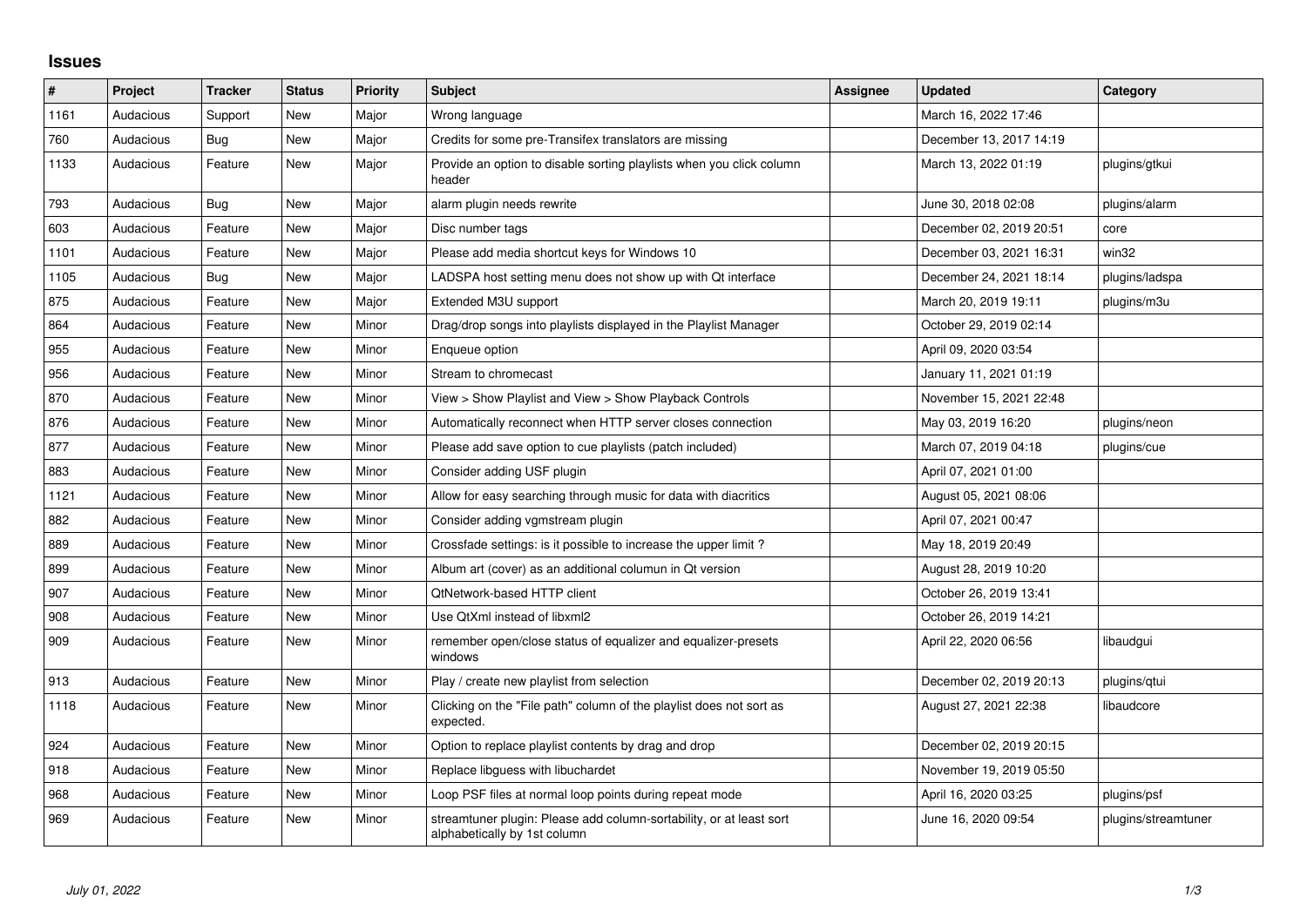## Issues

| # | Project | Tracker | Status | Priority | Subject | Assignee | Updated | Category |
|---|---|---|---|---|---|---|---|---|
| 1161 | Audacious | Support | New | Major | Wrong language | | March 16, 2022 17:46 | |
| 760 | Audacious | Bug | New | Major | Credits for some pre-Transifex translators are missing | | December 13, 2017 14:19 | |
| 1133 | Audacious | Feature | New | Major | Provide an option to disable sorting playlists when you click column header | | March 13, 2022 01:19 | plugins/gtkui |
| 793 | Audacious | Bug | New | Major | alarm plugin needs rewrite | | June 30, 2018 02:08 | plugins/alarm |
| 603 | Audacious | Feature | New | Major | Disc number tags | | December 02, 2019 20:51 | core |
| 1101 | Audacious | Feature | New | Major | Please add media shortcut keys for Windows 10 | | December 03, 2021 16:31 | win32 |
| 1105 | Audacious | Bug | New | Major | LADSPA host setting menu does not show up with Qt interface | | December 24, 2021 18:14 | plugins/ladspa |
| 875 | Audacious | Feature | New | Major | Extended M3U support | | March 20, 2019 19:11 | plugins/m3u |
| 864 | Audacious | Feature | New | Minor | Drag/drop songs into playlists displayed in the Playlist Manager | | October 29, 2019 02:14 | |
| 955 | Audacious | Feature | New | Minor | Enqueue option | | April 09, 2020 03:54 | |
| 956 | Audacious | Feature | New | Minor | Stream to chromecast | | January 11, 2021 01:19 | |
| 870 | Audacious | Feature | New | Minor | View > Show Playlist and View > Show Playback Controls | | November 15, 2021 22:48 | |
| 876 | Audacious | Feature | New | Minor | Automatically reconnect when HTTP server closes connection | | May 03, 2019 16:20 | plugins/neon |
| 877 | Audacious | Feature | New | Minor | Please add save option to cue playlists (patch included) | | March 07, 2019 04:18 | plugins/cue |
| 883 | Audacious | Feature | New | Minor | Consider adding USF plugin | | April 07, 2021 01:00 | |
| 1121 | Audacious | Feature | New | Minor | Allow for easy searching through music for data with diacritics | | August 05, 2021 08:06 | |
| 882 | Audacious | Feature | New | Minor | Consider adding vgmstream plugin | | April 07, 2021 00:47 | |
| 889 | Audacious | Feature | New | Minor | Crossfade settings: is it possible to increase the upper limit ? | | May 18, 2019 20:49 | |
| 899 | Audacious | Feature | New | Minor | Album art (cover) as an additional columun in Qt version | | August 28, 2019 10:20 | |
| 907 | Audacious | Feature | New | Minor | QtNetwork-based HTTP client | | October 26, 2019 13:41 | |
| 908 | Audacious | Feature | New | Minor | Use QtXml instead of libxml2 | | October 26, 2019 14:21 | |
| 909 | Audacious | Feature | New | Minor | remember open/close status of equalizer and equalizer-presets windows | | April 22, 2020 06:56 | libaudgui |
| 913 | Audacious | Feature | New | Minor | Play / create new playlist from selection | | December 02, 2019 20:13 | plugins/qtui |
| 1118 | Audacious | Feature | New | Minor | Clicking on the "File path" column of the playlist does not sort as expected. | | August 27, 2021 22:38 | libaudcore |
| 924 | Audacious | Feature | New | Minor | Option to replace playlist contents by drag and drop | | December 02, 2019 20:15 | |
| 918 | Audacious | Feature | New | Minor | Replace libguess with libuchardet | | November 19, 2019 05:50 | |
| 968 | Audacious | Feature | New | Minor | Loop PSF files at normal loop points during repeat mode | | April 16, 2020 03:25 | plugins/psf |
| 969 | Audacious | Feature | New | Minor | streamtuner plugin: Please add column-sortability, or at least sort alphabetically by 1st column | | June 16, 2020 09:54 | plugins/streamtuner |

*July 01, 2022*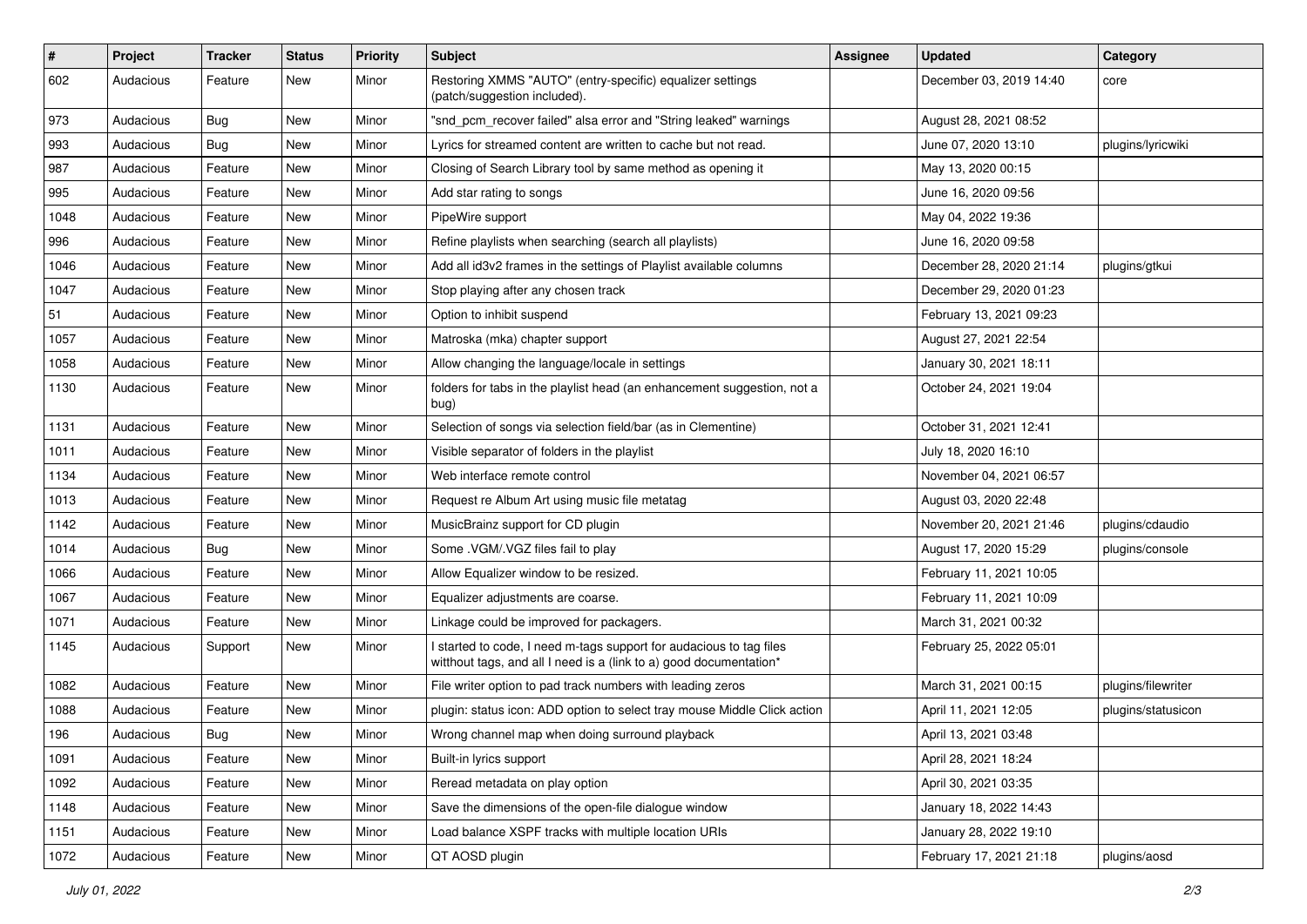| # | Project | Tracker | Status | Priority | Subject | Assignee | Updated | Category |
|---|---|---|---|---|---|---|---|---|
| 602 | Audacious | Feature | New | Minor | Restoring XMMS "AUTO" (entry-specific) equalizer settings (patch/suggestion included). | | December 03, 2019 14:40 | core |
| 973 | Audacious | Bug | New | Minor | "snd_pcm_recover failed" alsa error and "String leaked" warnings | | August 28, 2021 08:52 | |
| 993 | Audacious | Bug | New | Minor | Lyrics for streamed content are written to cache but not read. | | June 07, 2020 13:10 | plugins/lyricwiki |
| 987 | Audacious | Feature | New | Minor | Closing of Search Library tool by same method as opening it | | May 13, 2020 00:15 | |
| 995 | Audacious | Feature | New | Minor | Add star rating to songs | | June 16, 2020 09:56 | |
| 1048 | Audacious | Feature | New | Minor | PipeWire support | | May 04, 2022 19:36 | |
| 996 | Audacious | Feature | New | Minor | Refine playlists when searching (search all playlists) | | June 16, 2020 09:58 | |
| 1046 | Audacious | Feature | New | Minor | Add all id3v2 frames in the settings of Playlist available columns | | December 28, 2020 21:14 | plugins/gtkui |
| 1047 | Audacious | Feature | New | Minor | Stop playing after any chosen track | | December 29, 2020 01:23 | |
| 51 | Audacious | Feature | New | Minor | Option to inhibit suspend | | February 13, 2021 09:23 | |
| 1057 | Audacious | Feature | New | Minor | Matroska (mka) chapter support | | August 27, 2021 22:54 | |
| 1058 | Audacious | Feature | New | Minor | Allow changing the language/locale in settings | | January 30, 2021 18:11 | |
| 1130 | Audacious | Feature | New | Minor | folders for tabs in the playlist head (an enhancement suggestion, not a bug) | | October 24, 2021 19:04 | |
| 1131 | Audacious | Feature | New | Minor | Selection of songs via selection field/bar (as in Clementine) | | October 31, 2021 12:41 | |
| 1011 | Audacious | Feature | New | Minor | Visible separator of folders in the playlist | | July 18, 2020 16:10 | |
| 1134 | Audacious | Feature | New | Minor | Web interface remote control | | November 04, 2021 06:57 | |
| 1013 | Audacious | Feature | New | Minor | Request re Album Art using music file metatag | | August 03, 2020 22:48 | |
| 1142 | Audacious | Feature | New | Minor | MusicBrainz support for CD plugin | | November 20, 2021 21:46 | plugins/cdaudio |
| 1014 | Audacious | Bug | New | Minor | Some .VGM/.VGZ files fail to play | | August 17, 2020 15:29 | plugins/console |
| 1066 | Audacious | Feature | New | Minor | Allow Equalizer window to be resized. | | February 11, 2021 10:05 | |
| 1067 | Audacious | Feature | New | Minor | Equalizer adjustments are coarse. | | February 11, 2021 10:09 | |
| 1071 | Audacious | Feature | New | Minor | Linkage could be improved for packagers. | | March 31, 2021 00:32 | |
| 1145 | Audacious | Support | New | Minor | I started to code, I need m-tags support for audacious to tag files witthout tags, and all I need is a (link to a) good documentation* | | February 25, 2022 05:01 | |
| 1082 | Audacious | Feature | New | Minor | File writer option to pad track numbers with leading zeros | | March 31, 2021 00:15 | plugins/filewriter |
| 1088 | Audacious | Feature | New | Minor | plugin: status icon: ADD option to select tray mouse Middle Click action | | April 11, 2021 12:05 | plugins/statusicon |
| 196 | Audacious | Bug | New | Minor | Wrong channel map when doing surround playback | | April 13, 2021 03:48 | |
| 1091 | Audacious | Feature | New | Minor | Built-in lyrics support | | April 28, 2021 18:24 | |
| 1092 | Audacious | Feature | New | Minor | Reread metadata on play option | | April 30, 2021 03:35 | |
| 1148 | Audacious | Feature | New | Minor | Save the dimensions of the open-file dialogue window | | January 18, 2022 14:43 | |
| 1151 | Audacious | Feature | New | Minor | Load balance XSPF tracks with multiple location URIs | | January 28, 2022 19:10 | |
| 1072 | Audacious | Feature | New | Minor | QT AOSD plugin | | February 17, 2021 21:18 | plugins/aosd |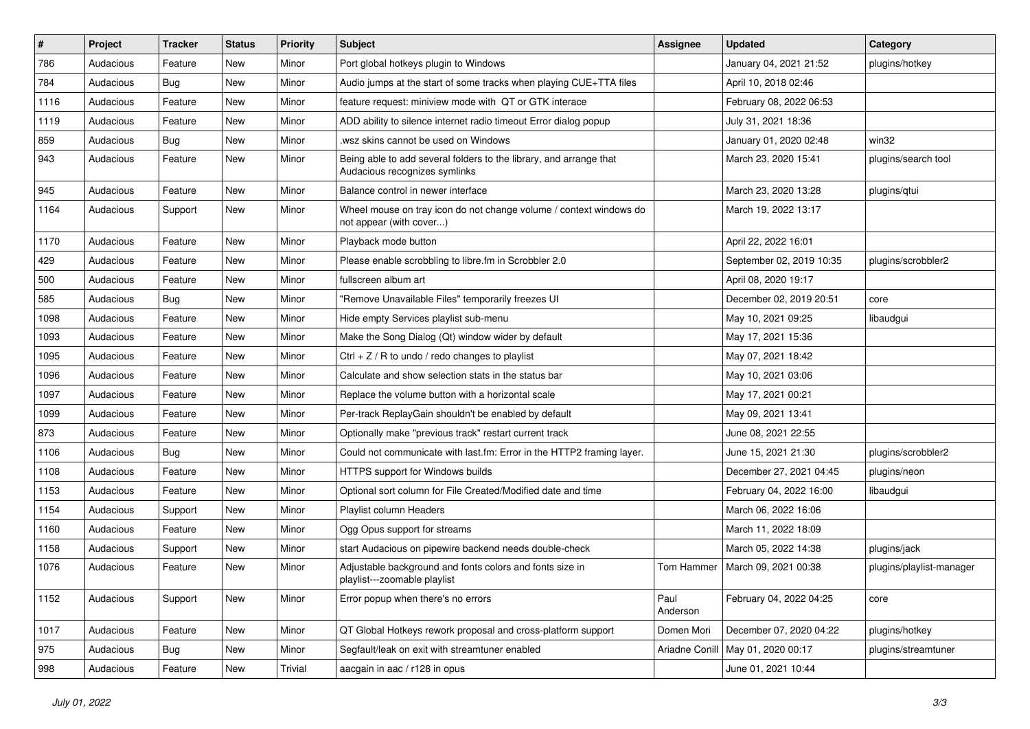| # | Project | Tracker | Status | Priority | Subject | Assignee | Updated | Category |
|---|---|---|---|---|---|---|---|---|
| 786 | Audacious | Feature | New | Minor | Port global hotkeys plugin to Windows | | January 04, 2021 21:52 | plugins/hotkey |
| 784 | Audacious | Bug | New | Minor | Audio jumps at the start of some tracks when playing CUE+TTA files | | April 10, 2018 02:46 | |
| 1116 | Audacious | Feature | New | Minor | feature request: miniview mode with QT or GTK interace | | February 08, 2022 06:53 | |
| 1119 | Audacious | Feature | New | Minor | ADD ability to silence internet radio timeout Error dialog popup | | July 31, 2021 18:36 | |
| 859 | Audacious | Bug | New | Minor | .wsz skins cannot be used on Windows | | January 01, 2020 02:48 | win32 |
| 943 | Audacious | Feature | New | Minor | Being able to add several folders to the library, and arrange that Audacious recognizes symlinks | | March 23, 2020 15:41 | plugins/search tool |
| 945 | Audacious | Feature | New | Minor | Balance control in newer interface | | March 23, 2020 13:28 | plugins/qtui |
| 1164 | Audacious | Support | New | Minor | Wheel mouse on tray icon do not change volume / context windows do not appear (with cover...) | | March 19, 2022 13:17 | |
| 1170 | Audacious | Feature | New | Minor | Playback mode button | | April 22, 2022 16:01 | |
| 429 | Audacious | Feature | New | Minor | Please enable scrobbling to libre.fm in Scrobbler 2.0 | | September 02, 2019 10:35 | plugins/scrobbler2 |
| 500 | Audacious | Feature | New | Minor | fullscreen album art | | April 08, 2020 19:17 | |
| 585 | Audacious | Bug | New | Minor | "Remove Unavailable Files" temporarily freezes UI | | December 02, 2019 20:51 | core |
| 1098 | Audacious | Feature | New | Minor | Hide empty Services playlist sub-menu | | May 10, 2021 09:25 | libaudgui |
| 1093 | Audacious | Feature | New | Minor | Make the Song Dialog (Qt) window wider by default | | May 17, 2021 15:36 | |
| 1095 | Audacious | Feature | New | Minor | Ctrl + Z / R to undo / redo changes to playlist | | May 07, 2021 18:42 | |
| 1096 | Audacious | Feature | New | Minor | Calculate and show selection stats in the status bar | | May 10, 2021 03:06 | |
| 1097 | Audacious | Feature | New | Minor | Replace the volume button with a horizontal scale | | May 17, 2021 00:21 | |
| 1099 | Audacious | Feature | New | Minor | Per-track ReplayGain shouldn't be enabled by default | | May 09, 2021 13:41 | |
| 873 | Audacious | Feature | New | Minor | Optionally make "previous track" restart current track | | June 08, 2021 22:55 | |
| 1106 | Audacious | Bug | New | Minor | Could not communicate with last.fm: Error in the HTTP2 framing layer. | | June 15, 2021 21:30 | plugins/scrobbler2 |
| 1108 | Audacious | Feature | New | Minor | HTTPS support for Windows builds | | December 27, 2021 04:45 | plugins/neon |
| 1153 | Audacious | Feature | New | Minor | Optional sort column for File Created/Modified date and time | | February 04, 2022 16:00 | libaudgui |
| 1154 | Audacious | Support | New | Minor | Playlist column Headers | | March 06, 2022 16:06 | |
| 1160 | Audacious | Feature | New | Minor | Ogg Opus support for streams | | March 11, 2022 18:09 | |
| 1158 | Audacious | Support | New | Minor | start Audacious on pipewire backend needs double-check | | March 05, 2022 14:38 | plugins/jack |
| 1076 | Audacious | Feature | New | Minor | Adjustable background and fonts colors and fonts size in playlist---zoomable playlist | Tom Hammer | March 09, 2021 00:38 | plugins/playlist-manager |
| 1152 | Audacious | Support | New | Minor | Error popup when there's no errors | Paul Anderson | February 04, 2022 04:25 | core |
| 1017 | Audacious | Feature | New | Minor | QT Global Hotkeys rework proposal and cross-platform support | Domen Mori | December 07, 2020 04:22 | plugins/hotkey |
| 975 | Audacious | Bug | New | Minor | Segfault/leak on exit with streamtuner enabled | Ariadne Conill | May 01, 2020 00:17 | plugins/streamtuner |
| 998 | Audacious | Feature | New | Trivial | aacgain in aac / r128 in opus | | June 01, 2021 10:44 | |

*July 01, 2022*